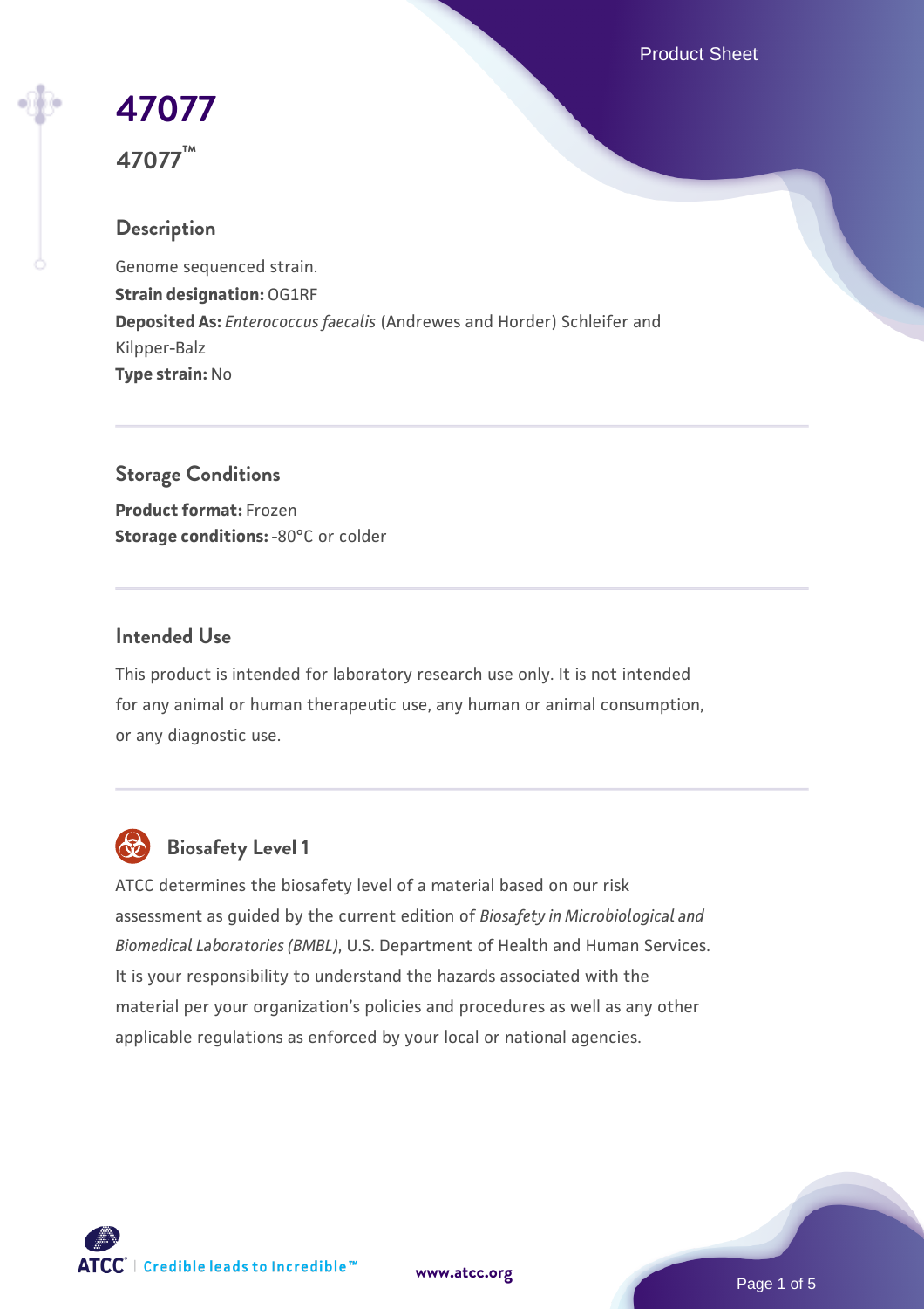# 47077

**47077™**

## Description

Genome sequenced strain.
**Strain designation:** OG1RF
**Deposited As:** *Enterococcus faecalis* (Andrewes and Horder) Schleifer and Kilpper-Balz
**Type strain:** No

## Storage Conditions

**Product format:** Frozen
**Storage conditions:** -80°C or colder

## Intended Use

This product is intended for laboratory research use only. It is not intended for any animal or human therapeutic use, any human or animal consumption, or any diagnostic use.

## Biosafety Level 1

ATCC determines the biosafety level of a material based on our risk assessment as guided by the current edition of *Biosafety in Microbiological and Biomedical Laboratories (BMBL)*, U.S. Department of Health and Human Services. It is your responsibility to understand the hazards associated with the material per your organization's policies and procedures as well as any other applicable regulations as enforced by your local or national agencies.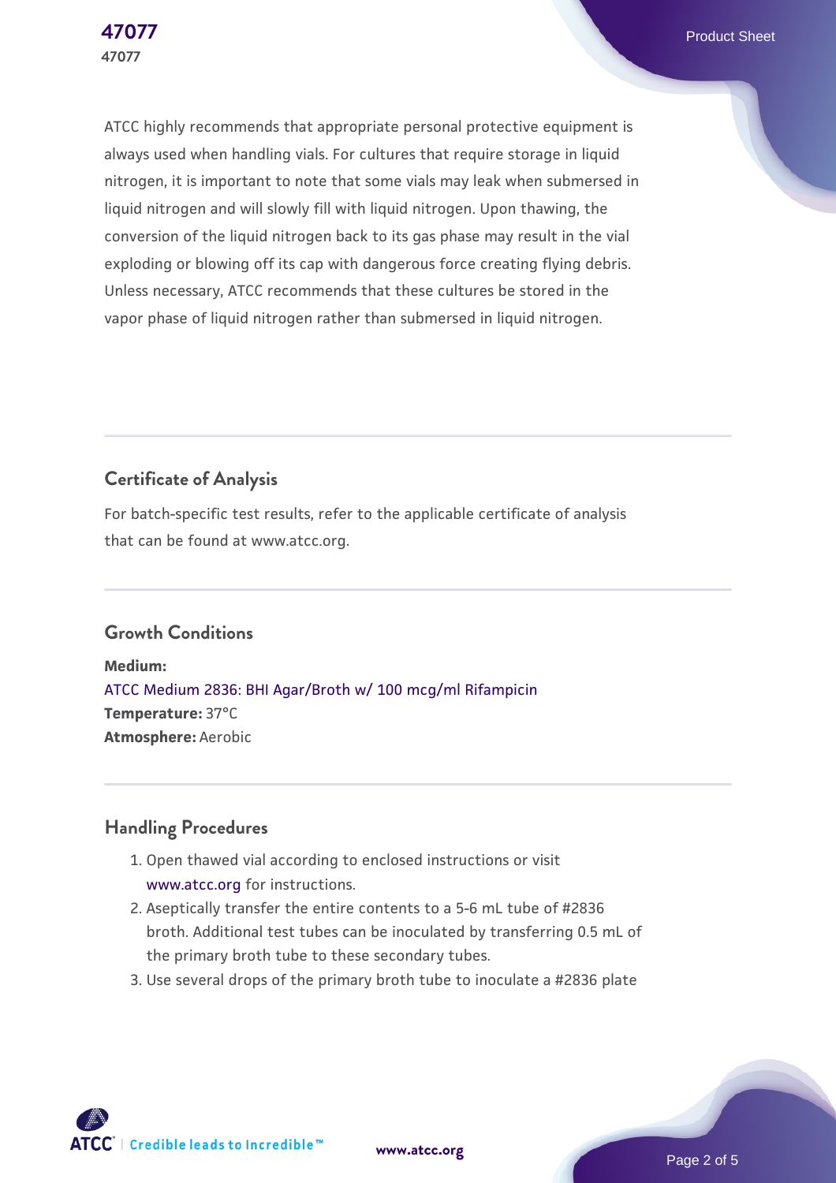ATCC highly recommends that appropriate personal protective equipment is always used when handling vials. For cultures that require storage in liquid nitrogen, it is important to note that some vials may leak when submersed in liquid nitrogen and will slowly fill with liquid nitrogen. Upon thawing, the conversion of the liquid nitrogen back to its gas phase may result in the vial exploding or blowing off its cap with dangerous force creating flying debris. Unless necessary, ATCC recommends that these cultures be stored in the vapor phase of liquid nitrogen rather than submersed in liquid nitrogen.

## Certificate of Analysis

For batch-specific test results, refer to the applicable certificate of analysis that can be found at www.atcc.org.

## Growth Conditions

**Medium:**
ATCC Medium 2836: BHI Agar/Broth w/ 100 mcg/ml Rifampicin
**Temperature:** 37°C
**Atmosphere:** Aerobic

## Handling Procedures

1. Open thawed vial according to enclosed instructions or visit www.atcc.org for instructions.
2. Aseptically transfer the entire contents to a 5-6 mL tube of #2836 broth. Additional test tubes can be inoculated by transferring 0.5 mL of the primary broth tube to these secondary tubes.
3. Use several drops of the primary broth tube to inoculate a #2836 plate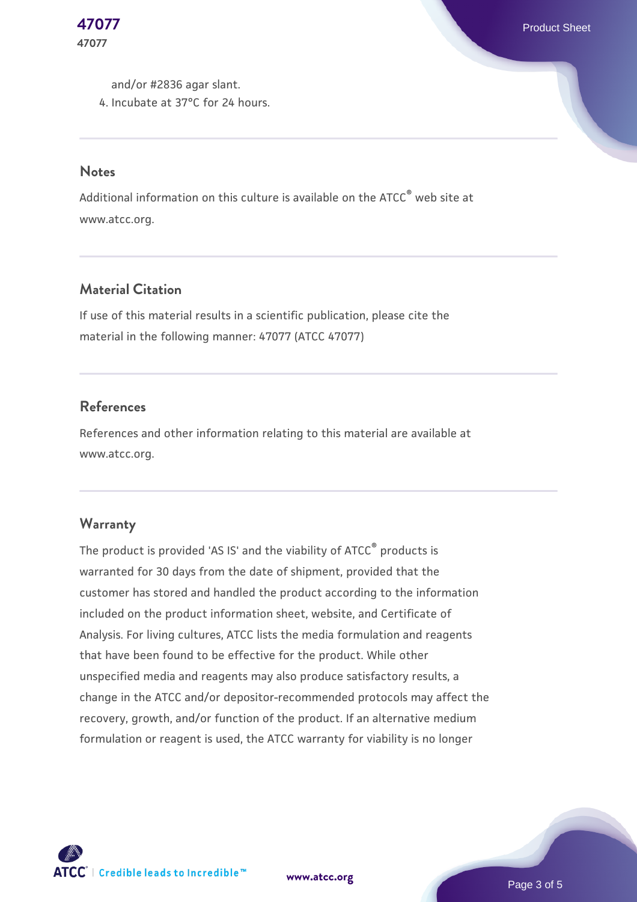and/or #2836 agar slant.
4. Incubate at 37°C for 24 hours.

## Notes

Additional information on this culture is available on the ATCC® web site at www.atcc.org.

## Material Citation

If use of this material results in a scientific publication, please cite the material in the following manner: 47077 (ATCC 47077)

## References

References and other information relating to this material are available at www.atcc.org.

## Warranty

The product is provided 'AS IS' and the viability of ATCC® products is warranted for 30 days from the date of shipment, provided that the customer has stored and handled the product according to the information included on the product information sheet, website, and Certificate of Analysis. For living cultures, ATCC lists the media formulation and reagents that have been found to be effective for the product. While other unspecified media and reagents may also produce satisfactory results, a change in the ATCC and/or depositor-recommended protocols may affect the recovery, growth, and/or function of the product. If an alternative medium formulation or reagent is used, the ATCC warranty for viability is no longer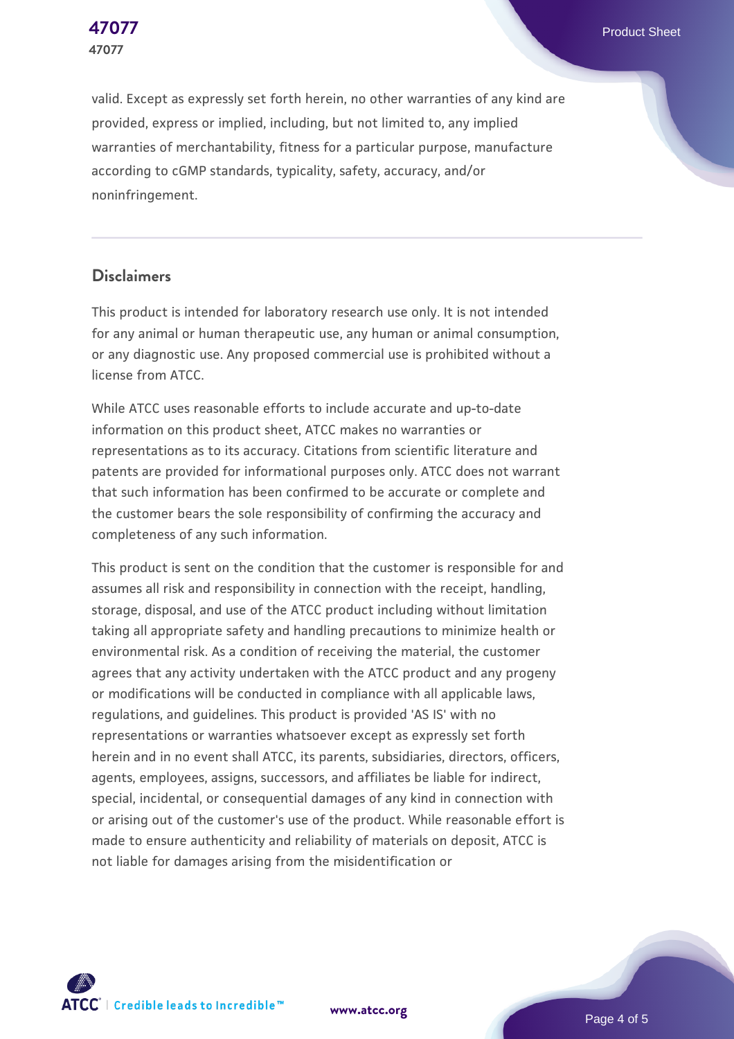valid. Except as expressly set forth herein, no other warranties of any kind are provided, express or implied, including, but not limited to, any implied warranties of merchantability, fitness for a particular purpose, manufacture according to cGMP standards, typicality, safety, accuracy, and/or noninfringement.

## Disclaimers

This product is intended for laboratory research use only. It is not intended for any animal or human therapeutic use, any human or animal consumption, or any diagnostic use. Any proposed commercial use is prohibited without a license from ATCC.

While ATCC uses reasonable efforts to include accurate and up-to-date information on this product sheet, ATCC makes no warranties or representations as to its accuracy. Citations from scientific literature and patents are provided for informational purposes only. ATCC does not warrant that such information has been confirmed to be accurate or complete and the customer bears the sole responsibility of confirming the accuracy and completeness of any such information.

This product is sent on the condition that the customer is responsible for and assumes all risk and responsibility in connection with the receipt, handling, storage, disposal, and use of the ATCC product including without limitation taking all appropriate safety and handling precautions to minimize health or environmental risk. As a condition of receiving the material, the customer agrees that any activity undertaken with the ATCC product and any progeny or modifications will be conducted in compliance with all applicable laws, regulations, and guidelines. This product is provided 'AS IS' with no representations or warranties whatsoever except as expressly set forth herein and in no event shall ATCC, its parents, subsidiaries, directors, officers, agents, employees, assigns, successors, and affiliates be liable for indirect, special, incidental, or consequential damages of any kind in connection with or arising out of the customer's use of the product. While reasonable effort is made to ensure authenticity and reliability of materials on deposit, ATCC is not liable for damages arising from the misidentification or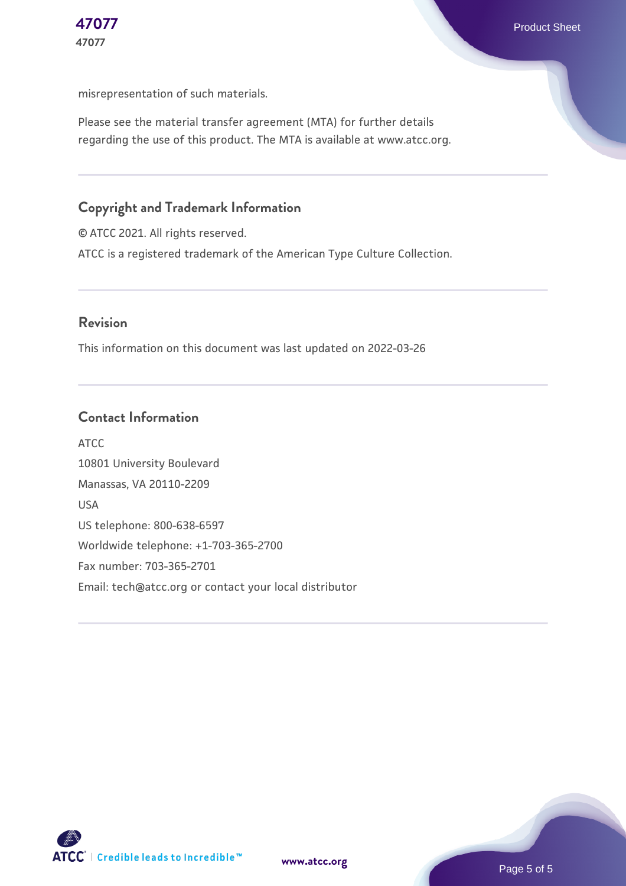misrepresentation of such materials.

Please see the material transfer agreement (MTA) for further details regarding the use of this product. The MTA is available at www.atcc.org.

## Copyright and Trademark Information

© ATCC 2021. All rights reserved.

ATCC is a registered trademark of the American Type Culture Collection.

## Revision

This information on this document was last updated on 2022-03-26

## Contact Information

ATCC
10801 University Boulevard
Manassas, VA 20110-2209
USA
US telephone: 800-638-6597
Worldwide telephone: +1-703-365-2700
Fax number: 703-365-2701
Email: tech@atcc.org or contact your local distributor